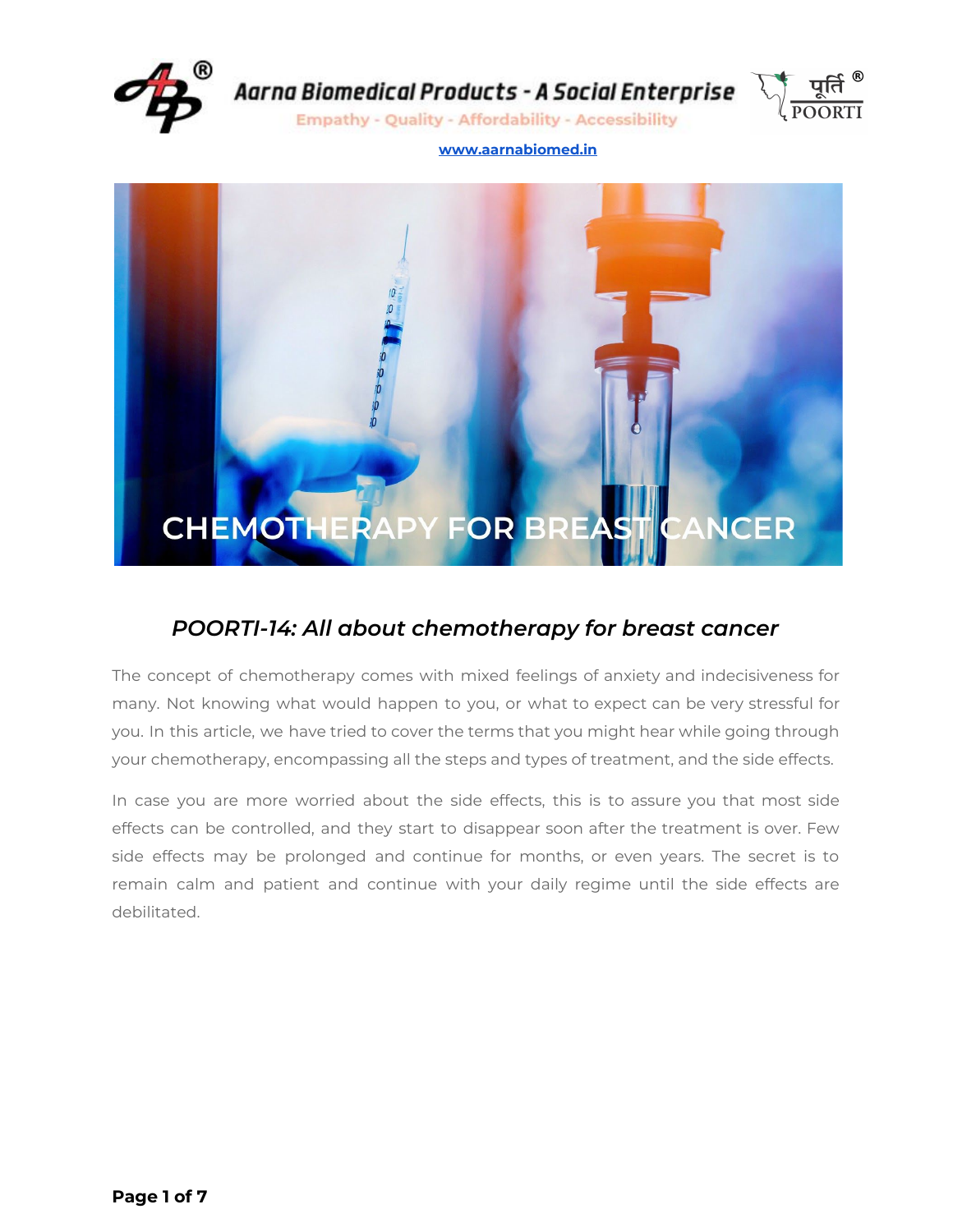# Aarna Biomedical Products - A Social Enterprise

Empathy - Quality - Affordability - Accessibility

पूर्ति POORTI

www.aarnabiomed.in

CHEMOTHERAPY FOR BREAST CANCER

## *POORTI-14: All about chemotherapy for breast cancer*

The concept of chemotherapy comes with mixed feelings of anxiety and indecisiveness for many. Not knowing what would happen to you, or what to expect can be very stressful for you. In this article, we have tried to cover the terms that you might hear while going through your chemotherapy, encompassing all the steps and types of treatment, and the side effects.

In case you are more worried about the side effects, this is to assure you that most side effects can be controlled, and they start to disappear soon after the treatment is over. Few side effects may be prolonged and continue for months, or even years. The secret is to remain calm and patient and continue with your daily regime until the side effects are debilitated.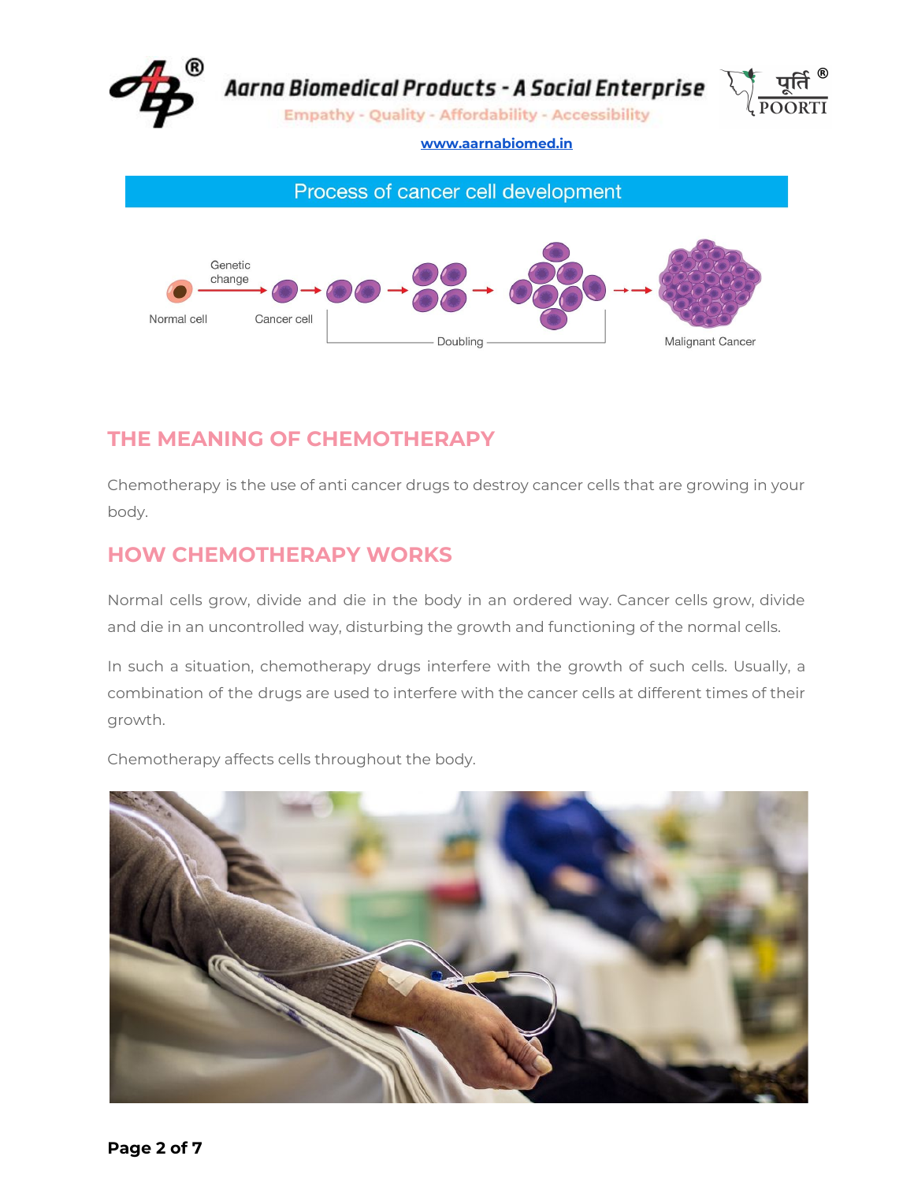## Process of cancer cell development

Normal cell → Genetic change → Cancer cell → Doubling → Malignant Cancer

## THE MEANING OF CHEMOTHERAPY

Chemotherapy is the use of anti cancer drugs to destroy cancer cells that are growing in your body.

## HOW CHEMOTHERAPY WORKS

Normal cells grow, divide and die in the body in an ordered way. Cancer cells grow, divide and die in an uncontrolled way, disturbing the growth and functioning of the normal cells.

In such a situation, chemotherapy drugs interfere with the growth of such cells. Usually, a combination of the drugs are used to interfere with the cancer cells at different times of their growth.

Chemotherapy affects cells throughout the body.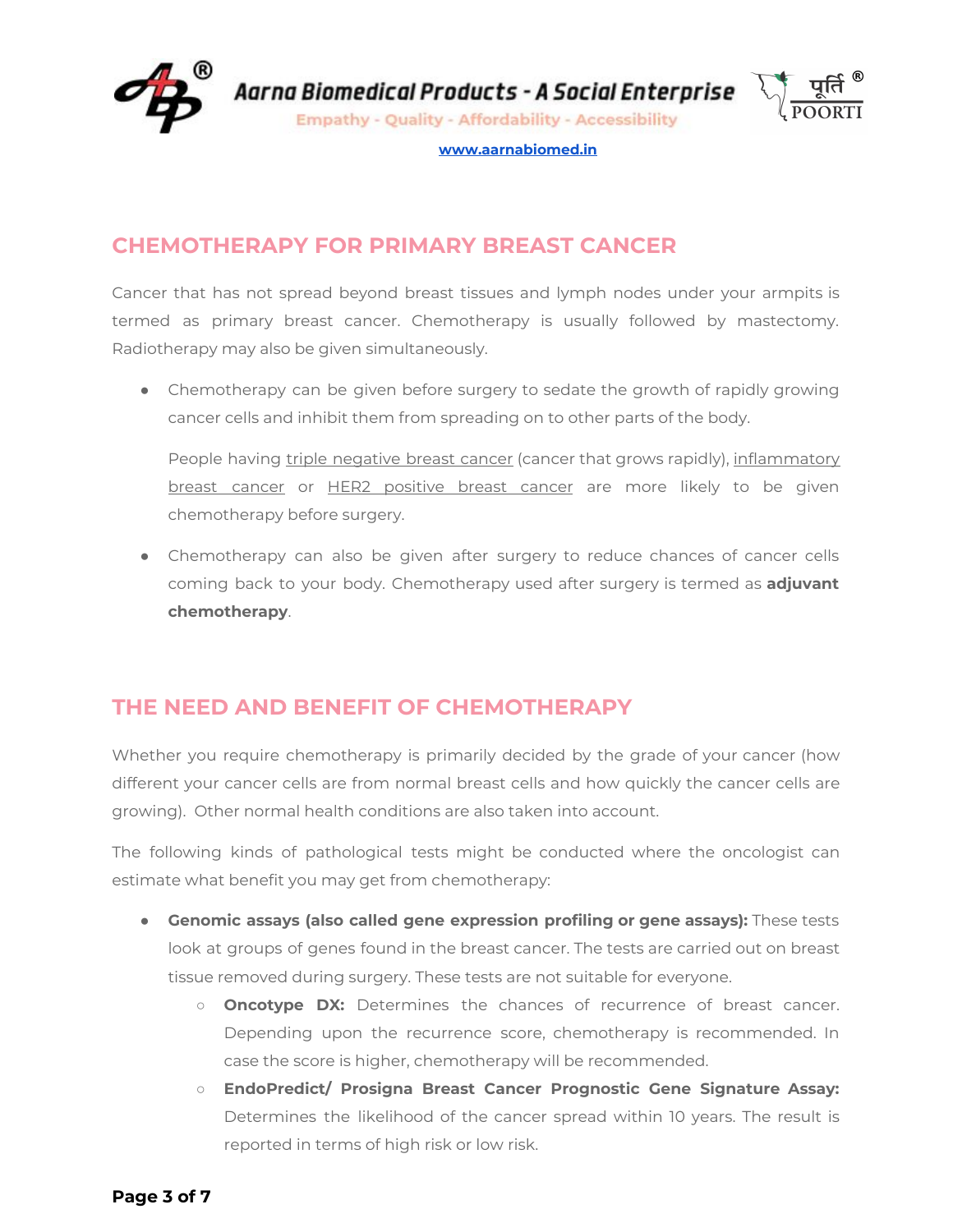## CHEMOTHERAPY FOR PRIMARY BREAST CANCER

Cancer that has not spread beyond breast tissues and lymph nodes under your armpits is termed as primary breast cancer. Chemotherapy is usually followed by mastectomy. Radiotherapy may also be given simultaneously.

- Chemotherapy can be given before surgery to sedate the growth of rapidly growing cancer cells and inhibit them from spreading on to other parts of the body.

  People having triple negative breast cancer (cancer that grows rapidly), inflammatory breast cancer or HER2 positive breast cancer are more likely to be given chemotherapy before surgery.

- Chemotherapy can also be given after surgery to reduce chances of cancer cells coming back to your body. Chemotherapy used after surgery is termed as **adjuvant chemotherapy**.

## THE NEED AND BENEFIT OF CHEMOTHERAPY

Whether you require chemotherapy is primarily decided by the grade of your cancer (how different your cancer cells are from normal breast cells and how quickly the cancer cells are growing). Other normal health conditions are also taken into account.

The following kinds of pathological tests might be conducted where the oncologist can estimate what benefit you may get from chemotherapy:

- **Genomic assays (also called gene expression profiling or gene assays):** These tests look at groups of genes found in the breast cancer. The tests are carried out on breast tissue removed during surgery. These tests are not suitable for everyone.
  - **Oncotype DX:** Determines the chances of recurrence of breast cancer. Depending upon the recurrence score, chemotherapy is recommended. In case the score is higher, chemotherapy will be recommended.
  - **EndoPredict/ Prosigna Breast Cancer Prognostic Gene Signature Assay:** Determines the likelihood of the cancer spread within 10 years. The result is reported in terms of high risk or low risk.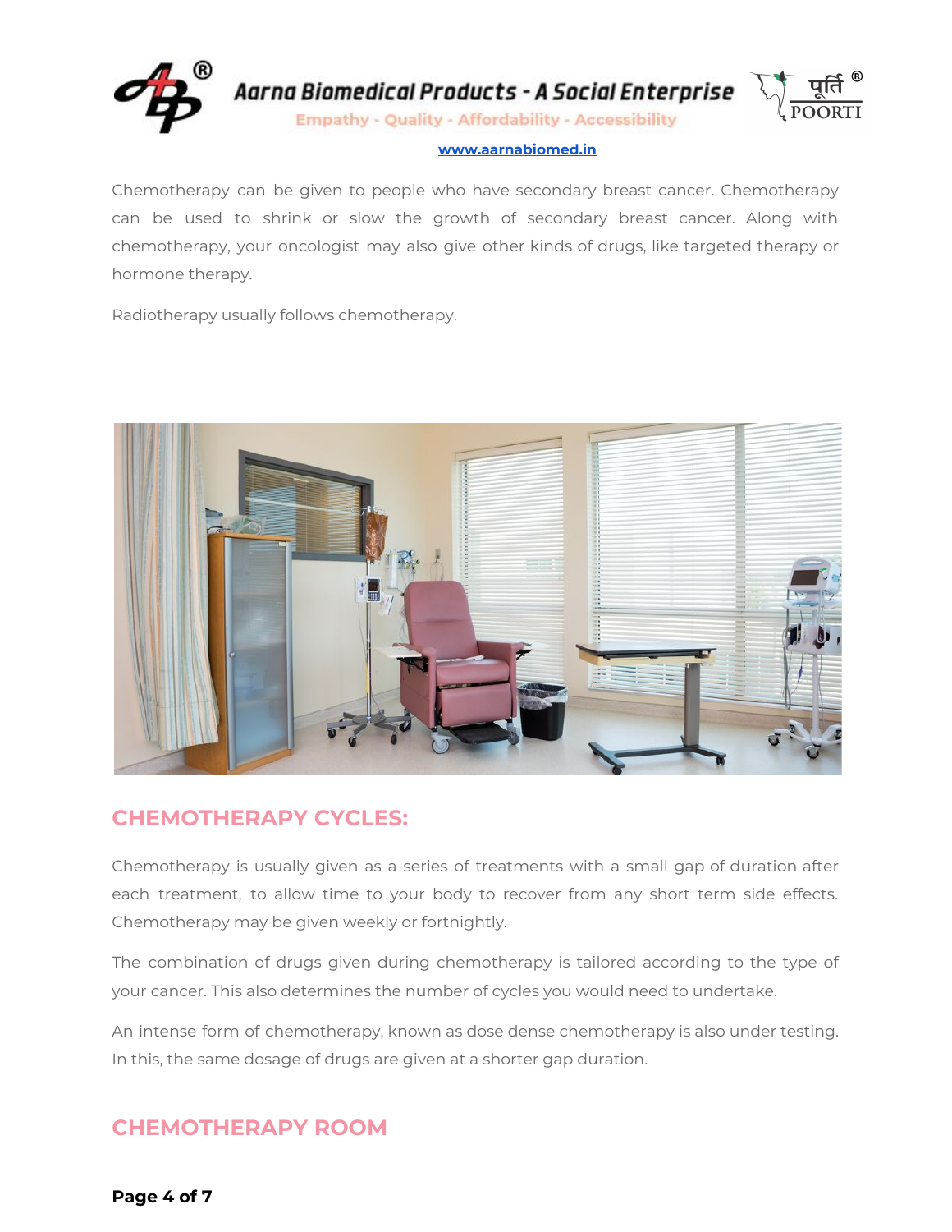Chemotherapy can be given to people who have secondary breast cancer. Chemotherapy can be used to shrink or slow the growth of secondary breast cancer. Along with chemotherapy, your oncologist may also give other kinds of drugs, like targeted therapy or hormone therapy.

Radiotherapy usually follows chemotherapy.

## CHEMOTHERAPY CYCLES:

Chemotherapy is usually given as a series of treatments with a small gap of duration after each treatment, to allow time to your body to recover from any short term side effects. Chemotherapy may be given weekly or fortnightly.

The combination of drugs given during chemotherapy is tailored according to the type of your cancer. This also determines the number of cycles you would need to undertake.

An intense form of chemotherapy, known as dose dense chemotherapy is also under testing. In this, the same dosage of drugs are given at a shorter gap duration.

## CHEMOTHERAPY ROOM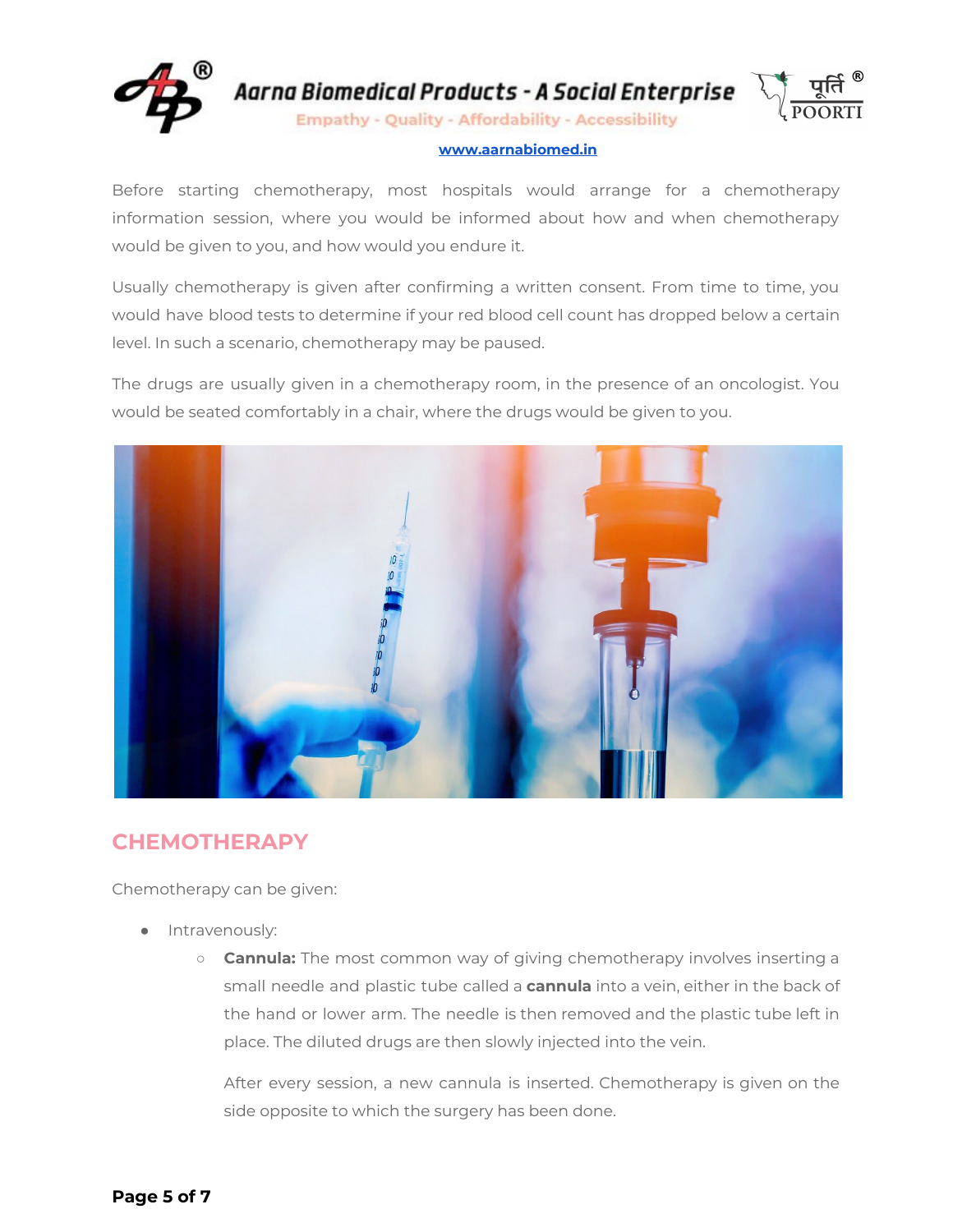Before starting chemotherapy, most hospitals would arrange for a chemotherapy information session, where you would be informed about how and when chemotherapy would be given to you, and how would you endure it.

Usually chemotherapy is given after confirming a written consent. From time to time, you would have blood tests to determine if your red blood cell count has dropped below a certain level. In such a scenario, chemotherapy may be paused.

The drugs are usually given in a chemotherapy room, in the presence of an oncologist. You would be seated comfortably in a chair, where the drugs would be given to you.

## CHEMOTHERAPY

Chemotherapy can be given:

- Intravenously:
  - **Cannula:** The most common way of giving chemotherapy involves inserting a small needle and plastic tube called a **cannula** into a vein, either in the back of the hand or lower arm. The needle is then removed and the plastic tube left in place. The diluted drugs are then slowly injected into the vein.

    After every session, a new cannula is inserted. Chemotherapy is given on the side opposite to which the surgery has been done.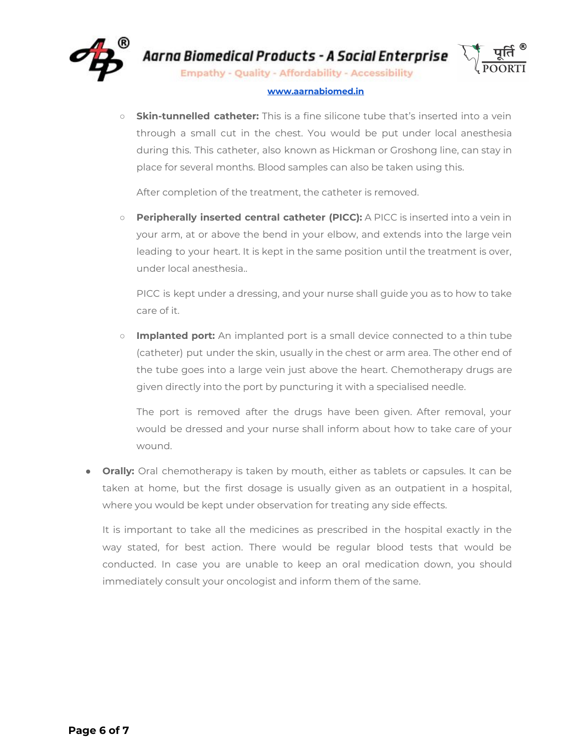- **Skin-tunnelled catheter:** This is a fine silicone tube that's inserted into a vein through a small cut in the chest. You would be put under local anesthesia during this. This catheter, also known as Hickman or Groshong line, can stay in place for several months. Blood samples can also be taken using this.

  After completion of the treatment, the catheter is removed.

- **Peripherally inserted central catheter (PICC):** A PICC is inserted into a vein in your arm, at or above the bend in your elbow, and extends into the large vein leading to your heart. It is kept in the same position until the treatment is over, under local anesthesia..

  PICC is kept under a dressing, and your nurse shall guide you as to how to take care of it.

- **Implanted port:** An implanted port is a small device connected to a thin tube (catheter) put under the skin, usually in the chest or arm area. The other end of the tube goes into a large vein just above the heart. Chemotherapy drugs are given directly into the port by puncturing it with a specialised needle.

  The port is removed after the drugs have been given. After removal, your would be dressed and your nurse shall inform about how to take care of your wound.

- **Orally:** Oral chemotherapy is taken by mouth, either as tablets or capsules. It can be taken at home, but the first dosage is usually given as an outpatient in a hospital, where you would be kept under observation for treating any side effects.

  It is important to take all the medicines as prescribed in the hospital exactly in the way stated, for best action. There would be regular blood tests that would be conducted. In case you are unable to keep an oral medication down, you should immediately consult your oncologist and inform them of the same.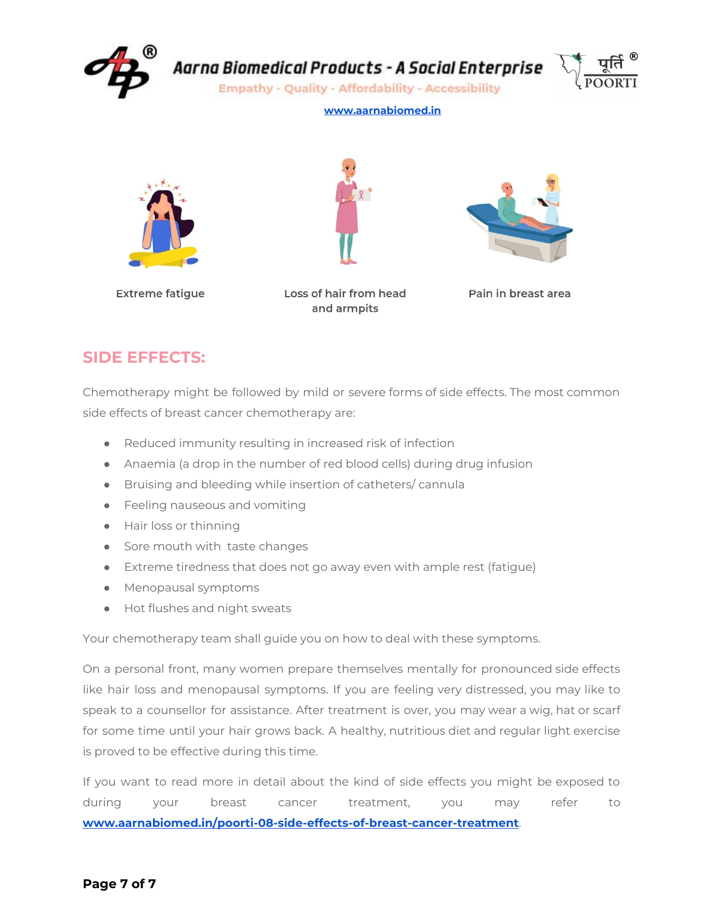Extreme fatigue

Loss of hair from head and armpits

Pain in breast area

## SIDE EFFECTS:

Chemotherapy might be followed by mild or severe forms of side effects. The most common side effects of breast cancer chemotherapy are:

- Reduced immunity resulting in increased risk of infection
- Anaemia (a drop in the number of red blood cells) during drug infusion
- Bruising and bleeding while insertion of catheters/ cannula
- Feeling nauseous and vomiting
- Hair loss or thinning
- Sore mouth with taste changes
- Extreme tiredness that does not go away even with ample rest (fatigue)
- Menopausal symptoms
- Hot flushes and night sweats

Your chemotherapy team shall guide you on how to deal with these symptoms.

On a personal front, many women prepare themselves mentally for pronounced side effects like hair loss and menopausal symptoms. If you are feeling very distressed, you may like to speak to a counsellor for assistance. After treatment is over, you may wear a wig, hat or scarf for some time until your hair grows back. A healthy, nutritious diet and regular light exercise is proved to be effective during this time.

If you want to read more in detail about the kind of side effects you might be exposed to during your breast cancer treatment, you may refer to **www.aarnabiomed.in/poorti-08-side-effects-of-breast-cancer-treatment**.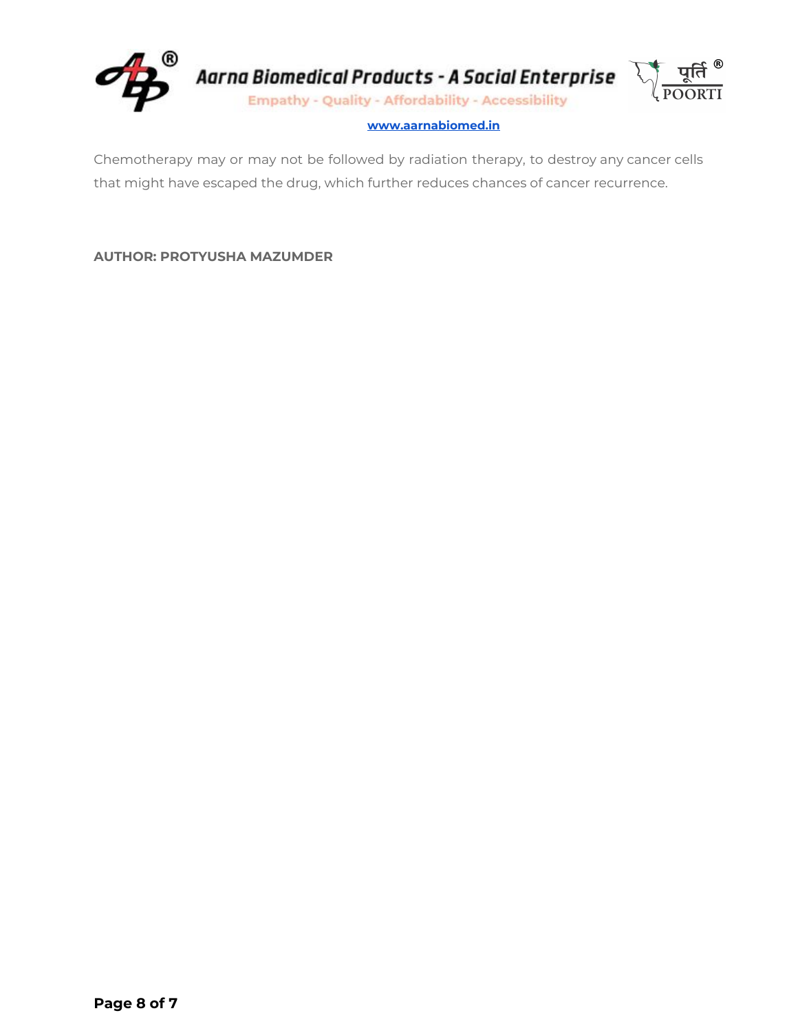Chemotherapy may or may not be followed by radiation therapy, to destroy any cancer cells that might have escaped the drug, which further reduces chances of cancer recurrence.

**AUTHOR: PROTYUSHA MAZUMDER**